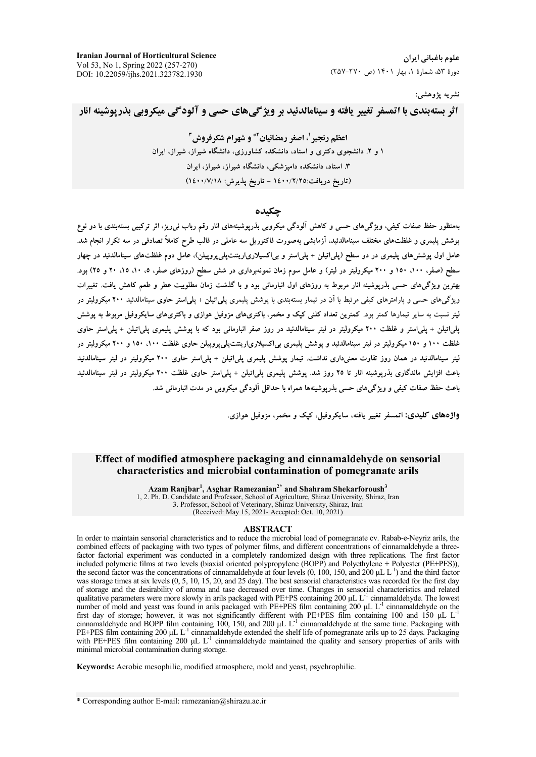نشریه پژوهشی:

# اثر بسته‌بندی با اتمسفر تغییر یافته و سینامالدئید بر ویژگی‌های حسی و آلودگی میکروبی بذرپوشینه انار

**اعظم رنجبر[1]، اصغر رمضانیان[2*] و شهرام شکرفروش[3]**

۱ و ۲. دانشجوی دکتری و استاد، دانشکده کشاورزی، دانشگاه شیراز، شیراز، ایران

۳. استاد، دانشکده دامپزشکی، دانشگاه شیراز، شیراز، ایران

(تاریخ دریافت:۱۴۰۰/۲/۲۵ - تاریخ پذیرش: ۱۴۰۰/۷/۱۸)

## چکیده

به‌منظور حفظ صفات کیفی، ویژگی‌های حسی و کاهش آلودگی میکروبی بذرپوشینه‌های انار رقم رباب نی‌ریز، اثر ترکیبی بسته‌بندی با دو نوع پوشش پلیمری و غلظت‌های مختلف سینامالدئید، آزمایشی به‌صورت فاکتوریل سه عاملی در قالب طرح کاملاً تصادفی در سه تکرار انجام شد. عامل اول پوشش‌های پلیمری در دو سطح (پلی‌اتیلن + پلی‌استر و بی‌اکسیلاری‌اورینتت‌پلی‌پروپیلن)، عامل دوم غلظت‌های سینامالدئید در چهار سطح (صفر، ۱۰۰، ۱۵۰ و ۲۰۰ میکرولیتر در لیتر) و عامل سوم زمان نمونه‌برداری در شش سطح (روزهای صفر، ۵، ۱۰، ۱۵، ۲۰ و ۲۵) بود. بهترین ویژگی‌های حسی بذرپوشینه انار مربوط به روزهای اول انبارمانی بود و با گذشت زمان مطلوبیت عطر و طعم کاهش یافت. تغییرات ویژگی‌های حسی و پارامترهای کیفی مرتبط با آن در تیمار بسته‌بندی با پوشش پلیمری پلی‌اتیلن + پلی‌استر حاوی سینامالدئید ۲۰۰ میکرولیتر در لیتر نسبت به سایر تیمارها کمتر بود. کمترین تعداد کلنی کپک و مخمر، باکتری‌های مزوفیل هوازی و باکتری‌های سایکروفیل مربوط به پوشش پلی‌اتیلن + پلی‌استر و غلظت ۲۰۰ میکرولیتر در لیتر سینامالدئید در روز صفر انبارمانی بود که با پوشش پلیمری پلی‌اتیلن + پلی‌استر حاوی غلظت ۱۰۰ و ۱۵۰ میکرولیتر در لیتر سینامالدئید و پوشش پلیمری بی‌اکسیلاری‌اورینتت‌پلی‌پروپیلن حاوی غلظت ۱۰۰، ۱۵۰ و ۲۰۰ میکرولیتر در لیتر سینامالدئید در همان روز تفاوت معنی‌داری نداشت. تیمار پوشش پلیمری پلی‌اتیلن + پلی‌استر حاوی ۲۰۰ میکرولیتر در لیتر سینامالدئید باعث افزایش ماندگاری بذرپوشینه انار تا ۲۵ روز شد. پوشش پلیمری پلی‌اتیلن + پلی‌استر حاوی غلظت ۲۰۰ میکرولیتر در لیتر سینامالدئید باعث حفظ صفات کیفی و ویژگی‌های حسی بذرپوشینه‌ها همراه با حداقل آلودگی میکروبی در مدت انبارمانی شد.

**واژه‌های کلیدی:** اتمسفر تغییر یافته، سایکروفیل، کپک و مخمر، مزوفیل هوازی.

# Effect of modified atmosphere packaging and cinnamaldehyde on sensorial characteristics and microbial contamination of pomegranate arils

**Azam Ranjbar[1], Asghar Ramezanian[2*] and Shahram Shekarforoush[3]**

1, 2. Ph. D. Candidate and Professor, School of Agriculture, Shiraz University, Shiraz, Iran

3. Professor, School of Veterinary, Shiraz University, Shiraz, Iran

(Received: May 15, 2021- Accepted: Oct. 10, 2021)

## ABSTRACT

In order to maintain sensorial characteristics and to reduce the microbial load of pomegranate cv. Rabab-e-Neyriz arils, the combined effects of packaging with two types of polymer films, and different concentrations of cinnamaldehyde a three-factor factorial experiment was conducted in a completely randomized design with three replications. The first factor included polymeric films at two levels (biaxial oriented polypropylene (BOPP) and Polyethylene + Polyester (PE+PES)), the second factor was the concentrations of cinnamaldehyde at four levels (0, 100, 150, and 200 μL $L^{-1}$) and the third factor was storage times at six levels (0, 5, 10, 15, 20, and 25 day). The best sensorial characteristics was recorded for the first day of storage and the desirability of aroma and tase decreased over time. Changes in sensorial characteristics and related qualitative parameters were more slowly in arils packaged with PE+PS containing 200 μL $L^{-1}$ cinnamaldehyde. The lowest number of mold and yeast was found in arils packaged with PE+PES film containing 200 μL $L^{-1}$ cinnamaldehyde on the first day of storage; however, it was not significantly different with PE+PES film containing 100 and 150 μL $L^{-1}$ cinnamaldehyde and BOPP film containing 100, 150, and 200 μL $L^{-1}$ cinnamaldehyde at the same time. Packaging with PE+PES film containing 200 μL $L^{-1}$ cinnamaldehyde extended the shelf life of pomegranate arils up to 25 days. Packaging with PE+PES film containing 200 μL $L^{-1}$ cinnamaldehyde maintained the quality and sensory properties of arils with minimal microbial contamination during storage.

**Keywords:** Aerobic mesophilic, modified atmosphere, mold and yeast, psychrophilic.

\* Corresponding author E-mail: ramezanian@shirazu.ac.ir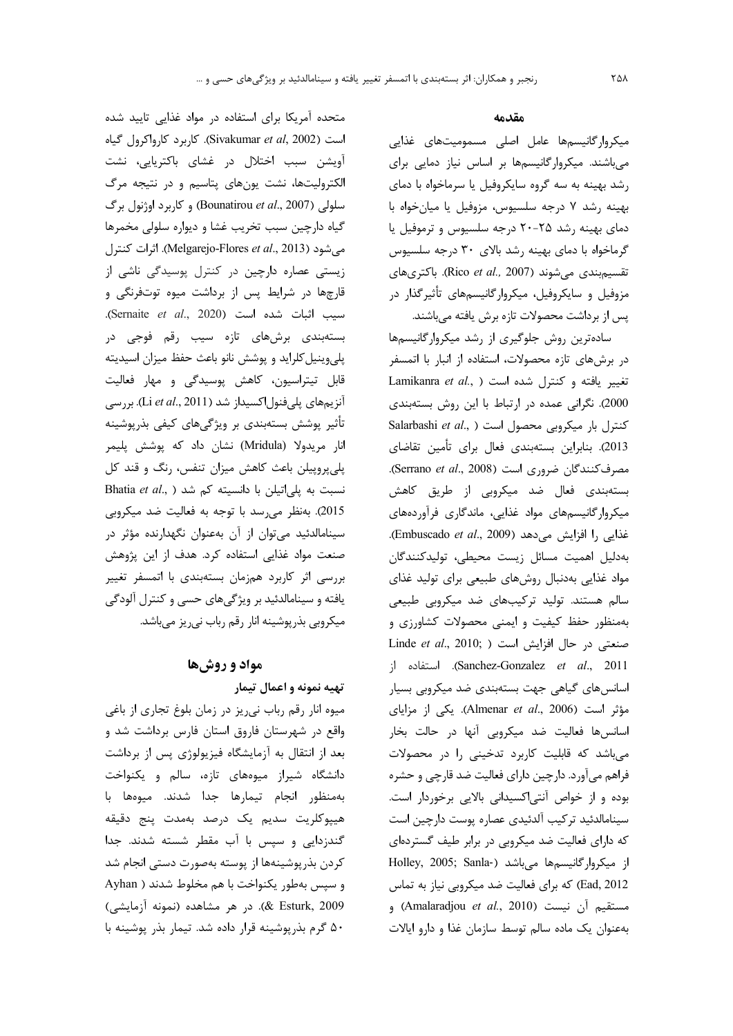## مقدمه

میکروارگانیسم‌ها عامل اصلی مسمومیت‌های غذایی می‌باشند. میکروارگانیسم‌ها بر اساس نیاز دمایی برای رشد بهینه به سه گروه سایکروفیل یا سرماخواه با دمای بهینه رشد ۷ درجه سلسیوس، مزوفیل یا میان‌خواه با دمای بهینه رشد ۲۵-۲۰ درجه سلسیوس و ترموفیل یا گرماخواه با دمای بهینه رشد بالای ۳۰ درجه سلسیوس تقسیم‌بندی می‌شوند (Rico *et al.*, 2007). باکتری‌های مزوفیل و سایکروفیل، میکروارگانیسم‌های تأثیرگذار در پس از برداشت محصولات تازه برش یافته می‌باشند.

ساده‌ترین روش جلوگیری از رشد میکروارگانیسم‌ها در برش‌های تازه محصولات، استفاده از انبار با اتمسفر تغییر یافته و کنترل شده است (Lamikanra *et al.*, 2000). نگرانی عمده در ارتباط با این روش بسته‌بندی کنترل بار میکروبی محصول است (Salarbashi *et al.*, 2013). بنابراین بسته‌بندی فعال برای تأمین تقاضای مصرف‌کنندگان ضروری است (Serrano *et al*., 2008). بسته‌بندی فعال ضد میکروبی از طریق کاهش میکروارگانیسم‌های مواد غذایی، ماندگاری فرآورده‌های غذایی را افزایش می‌دهد (Embuscado *et al*., 2009). به‌دلیل اهمیت مسائل زیست محیطی، تولیدکنندگان مواد غذایی به‌دنبال روش‌های طبیعی برای تولید غذای سالم هستند. تولید ترکیب‌های ضد میکروبی طبیعی به‌منظور حفظ کیفیت و ایمنی محصولات کشاورزی و صنعتی در حال افزایش است (Linde *et al*., 2010; Sanchez-Gonzalez *et al*., 2011). استفاده از اسانس‌های گیاهی جهت بسته‌بندی ضد میکروبی بسیار مؤثر است (Almenar *et al*., 2006). یکی از مزایای اسانس‌ها فعالیت ضد میکروبی آنها در حالت بخار می‌باشد که قابلیت کاربرد تدخینی را در محصولات فراهم می‌آورد. دارچین دارای فعالیت ضد قارچی و حشره بوده و از خواص آنتی‌اکسیدانی بالایی برخوردار است. سینامالدئید ترکیب آلدئیدی عصاره پوست دارچین است که دارای فعالیت ضد میکروبی در برابر طیف گسترده‌ای از میکروارگانیسم‌ها می‌باشد (Holley, 2005; Sanla-Ead, 2012) که برای فعالیت ضد میکروبی نیاز به تماس مستقیم آن نیست (Amalaradjou *et al*., 2010) و به‌عنوان یک ماده سالم توسط سازمان غذا و دارو ایالات متحده آمریکا برای استفاده در مواد غذایی تایید شده است (Sivakumar *et al*, 2002). کاربرد کارواکرول گیاه آویشن سبب اختلال در غشای باکتریایی، نشت الکترولیت‌ها، نشت یون‌های پتاسیم و در نتیجه مرگ سلولی (Bounatirou *et al*., 2007) و کاربرد اوژنول برگ گیاه دارچین سبب تخریب غشا و دیواره سلولی مخمرها می‌شود (Melgarejo-Flores *et al*., 2013). اثرات کنترل زیستی عصاره دارچین در کنترل پوسیدگی ناشی از قارچ‌ها در شرایط پس از برداشت میوه توت‌فرنگی و سیب اثبات شده است (Sernaite *et al*., 2020). بسته‌بندی برش‌های تازه سیب رقم فوجی در پلی‌وینیل‌کلراید و پوشش نانو باعث حفظ میزان اسیدیته قابل تیتراسیون، کاهش پوسیدگی و مهار فعالیت آنزیم‌های پلی‌فنول‌اکسیداز شد (Li *et al*., 2011). بررسی تأثیر پوشش بسته‌بندی بر ویژگی‌های کیفی بذرپوشینه انار مریدولا (Mridula) نشان داد که پوشش پلیمر پلی‌پروپیلن باعث کاهش میزان تنفس، رنگ و قند کل نسبت به پلی‌اتیلن با دانسیته کم شد (Bhatia *et al*., 2015). به‌نظر می‌رسد با توجه به فعالیت ضد میکروبی سینامالدئید می‌توان از آن به‌عنوان نگهدارنده مؤثر در صنعت مواد غذایی استفاده کرد. هدف از این پژوهش بررسی اثر کاربرد هم‌زمان بسته‌بندی با اتمسفر تغییر یافته و سینامالدئید بر ویژگی‌های حسی و کنترل آلودگی میکروبی بذرپوشینه انار رقم رباب نی‌ریز می‌باشد.

## مواد و روش‌ها

### تهیه نمونه و اعمال تیمار

میوه انار رقم رباب نی‌ریز در زمان بلوغ تجاری از باغی واقع در شهرستان فاروق استان فارس برداشت شد و بعد از انتقال به آزمایشگاه فیزیولوژی پس از برداشت دانشگاه شیراز میوه‌های تازه، سالم و یکنواخت به‌منظور انجام تیمارها جدا شدند. میوه‌ها با هیپوکلریت سدیم یک درصد به‌مدت پنج دقیقه گندزدایی و سپس با آب مقطر شسته شدند. جدا کردن بذرپوشینه‌ها از پوسته به‌صورت دستی انجام شد و سپس به‌طور یکنواخت با هم مخلوط شدند (Ayhan & Esturk, 2009). در هر مشاهده (نمونه آزمایشی) ۵۰ گرم بذرپوشینه قرار داده شد. تیمار بذر پوشینه با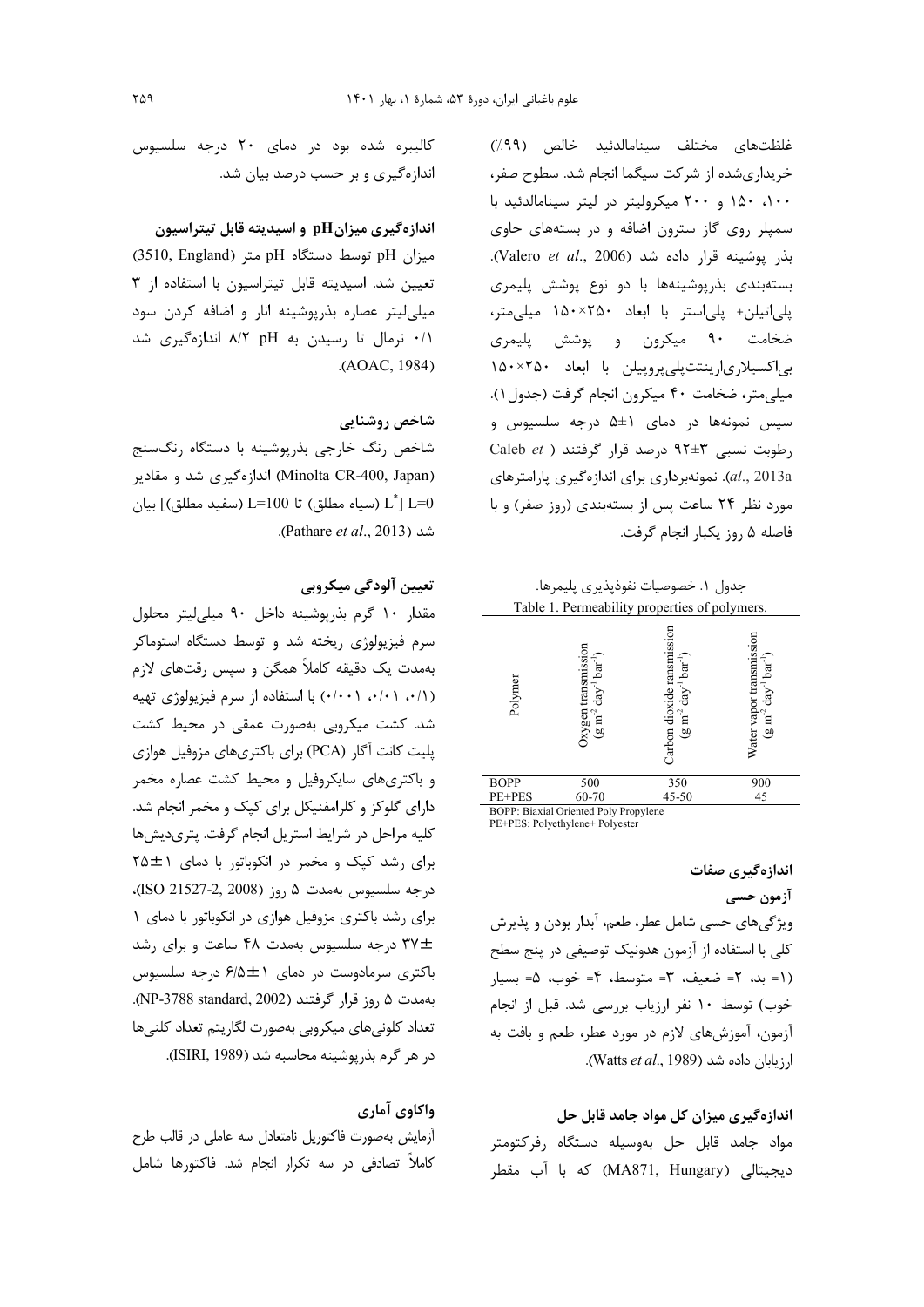غلظت‌های مختلف سینامالدئید خالص (۹۹٪) خریداری‌شده از شرکت سیگما انجام شد. سطوح صفر، ۱۰۰، ۱۵۰ و ۲۰۰ میکرولیتر در لیتر سینامالدئید با سمپلر روی گاز سترون اضافه و در بسته‌های حاوی بذر پوشینه قرار داده شد (Valero *et al*., 2006). بسته‌بندی بذرپوشینه‌ها با دو نوع پوشش پلیمری پلی‌اتیلن+ پلی‌استر با ابعاد ۲۵۰×۱۵۰ میلی‌متر، ضخامت ۹۰ میکرون و پوشش پلیمری بی‌اکسیلاری‌ارینت‌پلی‌پروپیلن با ابعاد ۲۵۰×۱۵۰ میلی‌متر، ضخامت ۴۰ میکرون انجام گرفت (جدول ۱). سپس نمونه‌ها در دمای ۱±۵ درجه سلسیوس و رطوبت نسبی ۳±۹۲ درصد قرار گرفتند (Caleb *et al*., 2013a). نمونه‌برداری برای اندازه‌گیری پارامترهای مورد نظر ۲۴ ساعت پس از بسته‌بندی (روز صفر) و با فاصله ۵ روز یکبار انجام گرفت.

جدول ۱. خصوصیات نفوذپذیری پلیمرها.

Table 1. Permeability properties of polymers.

| Polymer | Oxygen transmission ($g\ m^{-2}\ day^{-1}\ bar^{-1}$) | Carbon dioxide ransmission ($g\ m^{-2}\ day^{-1}\ bar^{-1}$) | Water vapor transmission ($g\ m^{-2}\ day^{-1}\ bar^{-1}$) |
|---|---|---|---|
| BOPP | 500 | 350 | 900 |
| PE+PES | 60-70 | 45-50 | 45 |

BOPP: Biaxial Oriented Poly Propylene

PE+PES: Polyethylene+ Polyester

### اندازه‌گیری صفات

#### آزمون حسی

ویژگی‌های حسی شامل عطر، طعم، آبدار بودن و پذیرش کلی با استفاده از آزمون هدونیک توصیفی در پنج سطح (۱= بد، ۲= ضعیف، ۳= متوسط، ۴= خوب، ۵= بسیار خوب) توسط ۱۰ نفر ارزیاب بررسی شد. قبل از انجام آزمون، آموزش‌های لازم در مورد عطر، طعم و بافت به ارزیابان داده شد (Watts *et al*., 1989).

#### اندازه‌گیری میزان کل مواد جامد قابل حل

مواد جامد قابل حل به‌وسیله دستگاه رفرکتومتر دیجیتالی (MA871, Hungary) که با آب مقطر کالیبره شده بود در دمای ۲۰ درجه سلسیوس اندازه‌گیری و بر حسب درصد بیان شد.

#### اندازه‌گیری میزان pH و اسیدیته قابل تیتراسیون

میزان pH توسط دستگاه pH متر (3510, England) تعیین شد. اسیدیته قابل تیتراسیون با استفاده از ۳ میلی‌لیتر عصاره بذرپوشینه انار و اضافه کردن سود ۰/۱ نرمال تا رسیدن به pH ۸/۲ اندازه‌گیری شد (AOAC, 1984).

#### شاخص روشنایی

شاخص رنگ خارجی بذرپوشینه با دستگاه رنگ‌سنج (Minolta CR-400, Japan) اندازه‌گیری شد و مقادیر $L^*$ [L=0 (سیاه مطلق) تا L=100 (سفید مطلق)] بیان شد (Pathare *et al*., 2013).

#### تعیین آلودگی میکروبی

مقدار ۱۰ گرم بذرپوشینه داخل ۹۰ میلی‌لیتر محلول سرم فیزیولوژی ریخته شد و توسط دستگاه استوماکر به‌مدت یک دقیقه کاملاً همگن و سپس رقت‌های لازم (۰/۱، ۰/۰۱، ۰/۰۰۱) با استفاده از سرم فیزیولوژی تهیه شد. کشت میکروبی به‌صورت عمقی در محیط کشت پلیت کانت آگار (PCA) برای باکتری‌های مزوفیل هوازی و باکتری‌های سایکروفیل و محیط کشت عصاره مخمر دارای گلوکز و کلرامفنیکل برای کپک و مخمر انجام شد. کلیه مراحل در شرایط استریل انجام گرفت. پتری‌دیش‌ها برای رشد کپک و مخمر در انکوباتور با دمای ۱±۲۵ درجه سلسیوس به‌مدت ۵ روز (ISO 21527-2, 2008)، برای رشد باکتری مزوفیل هوازی در انکوباتور با دمای ۱ ±۳۷ درجه سلسیوس به‌مدت ۴۸ ساعت و برای رشد باکتری سرمادوست در دمای ۱±۶/۵ درجه سلسیوس به‌مدت ۵ روز قرار گرفتند (NP-3788 standard, 2002). تعداد کلونی‌های میکروبی به‌صورت لگاریتم تعداد کلنی‌ها در هر گرم بذرپوشینه محاسبه شد (ISIRI, 1989).

#### واکاوی آماری

آزمایش به‌صورت فاکتوریل نامتعادل سه عاملی در قالب طرح کاملاً تصادفی در سه تکرار انجام شد. فاکتورها شامل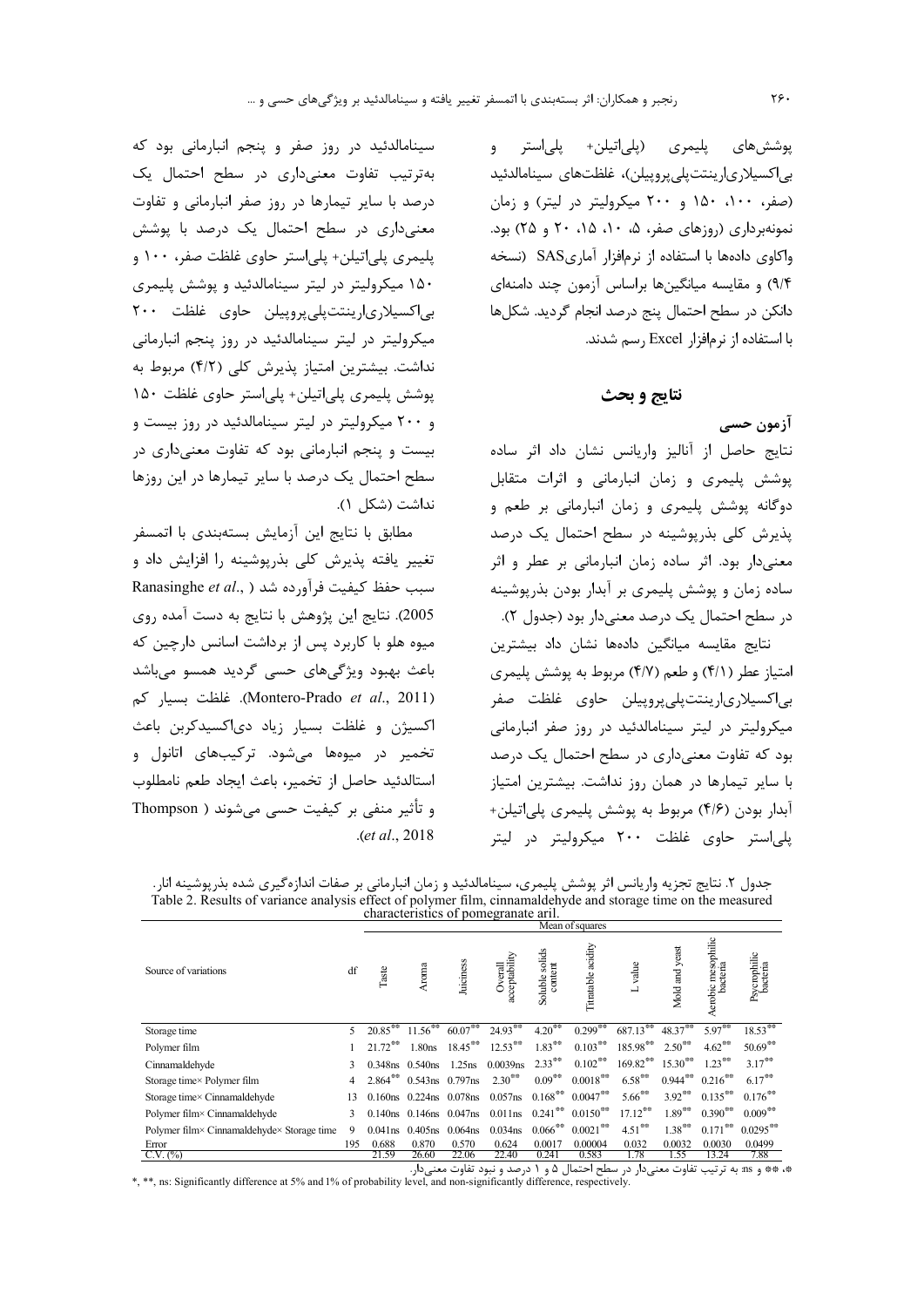پوشش‌های پلیمری (پلی‌اتیلن+ پلی‌استر و بی‌اکسیالی‌اورینتت‌پلی‌پروپیلن)، غلظت‌های سینامالدئید (صفر، ۱۰۰، ۱۵۰ و ۲۰۰ میکرولیتر در لیتر) و زمان نمونه‌برداری (روزهای صفر، ۵، ۱۰، ۱۵، ۲۰ و ۲۵) بود. واکاوی داده‌ها با استفاده از نرم‌افزار آماری SAS (نسخه ۹/۴) و مقایسه میانگین‌ها براساس آزمون چند دامنه‌ای دانکن در سطح احتمال پنج درصد انجام گردید. شکل‌ها با استفاده از نرم‌افزار Excel رسم شدند.

## نتایج و بحث

### آزمون حسی

نتایج حاصل از آنالیز واریانس نشان داد اثر ساده پوشش پلیمری و زمان انبارمانی و اثرات متقابل دوگانه پوشش پلیمری و زمان انبارمانی بر طعم و پذیرش کلی بذرپوشینه در سطح احتمال یک درصد معنی‌دار بود. اثر ساده زمان انبارمانی بر عطر و اثر ساده زمان و پوشش پلیمری بر آبدار بودن بذرپوشینه در سطح احتمال یک درصد معنی‌دار بود (جدول ۲).

نتایج مقایسه میانگین داده‌ها نشان داد بیشترین امتیاز عطر (۴/۱) و طعم (۴/۷) مربوط به پوشش پلیمری بی‌اکسیالی‌اورینتت‌پلی‌پروپیلن حاوی غلظت صفر میکرولیتر در لیتر سینامالدئید در روز صفر انبارمانی بود که تفاوت معنی‌داری در سطح احتمال یک درصد با سایر تیمارها در همان روز نداشت. بیشترین امتیاز آبدار بودن (۴/۶) مربوط به پوشش پلیمری پلی‌اتیلن+ پلی‌استر حاوی غلظت ۲۰۰ میکرولیتر در لیتر سینامالدئید در روز صفر و پنجم انبارمانی بود که به‌ترتیب تفاوت معنی‌داری در سطح احتمال یک درصد با سایر تیمارها در روز صفر انبارمانی و تفاوت معنی‌داری در سطح احتمال یک درصد با پوشش پلیمری پلی‌اتیلن+ پلی‌استر حاوی غلظت صفر، ۱۰۰ و ۱۵۰ میکرولیتر در لیتر سینامالدئید و پوشش پلیمری بی‌اکسیالی‌اورینتت‌پلی‌پروپیلن حاوی غلظت ۲۰۰ میکرولیتر در لیتر سینامالدئید در روز پنجم انبارمانی نداشت. بیشترین امتیاز پذیرش کلی (۴/۲) مربوط به پوشش پلیمری پلی‌اتیلن+ پلی‌استر حاوی غلظت ۱۵۰ و ۲۰۰ میکرولیتر در لیتر سینامالدئید در روز بیست و بیست و پنجم انبارمانی بود که تفاوت معنی‌داری در سطح احتمال یک درصد با سایر تیمارها در این روزها نداشت (شکل ۱).

مطابق با نتایج این آزمایش بسته‌بندی با اتمسفر تغییر یافته پذیرش کلی بذرپوشینه را افزایش داد و سبب حفظ کیفیت فرآورده شد (Ranasinghe *et al*., 2005). نتایج این پژوهش با نتایج به دست آمده روی میوه هلو با کاربرد پس از برداشت اسانس دارچین که باعث بهبود ویژگی‌های حسی گردید همسو می‌باشد (Montero-Prado *et al*., 2011). غلظت بسیار کم اکسیژن و غلظت بسیار زیاد دی‌اکسیدکربن باعث تخمیر در میوه‌ها می‌شود. ترکیب‌های اتانول و استالدئید حاصل از تخمیر، باعث ایجاد طعم نامطلوب و تأثیر منفی بر کیفیت حسی می‌شوند (Thompson *et al*., 2018).

جدول ۲. نتایج تجزیه واریانس اثر پوشش پلیمری، سینامالدئید و زمان انبارمانی بر صفات اندازه‌گیری شده بذرپوشینه انار.

Table 2. Results of variance analysis effect of polymer film, cinnamaldehyde and storage time on the measured characteristics of pomegranate aril.

| Source of variations | df | Mean of squares | | | | | | | | | |
|---|---|---|---|---|---|---|---|---|---|---|---|
| | | Taste | Aroma | Juiciness | Overall acceptability | Soluble solids content | Titratable acidity | L value | Mold and yeast | Aerobic mesophilic bacteria | Psycrophilic bacteria |
| Storage time | 5 | 20.85** | 11.56** | 60.07** | 24.93** | 4.20** | 0.299** | 687.13** | 48.37** | 5.97** | 18.53** |
| Polymer film | 1 | 21.72** | 1.80ns | 18.45** | 12.53** | 1.83** | 0.103** | 185.98** | 2.50** | 4.62** | 50.69** |
| Cinnamaldehyde | 3 | 0.348ns | 0.540ns | 1.25ns | 0.0039ns | 2.33** | 0.102** | 169.82** | 15.30** | 1.23** | 3.17** |
| Storage time× Polymer film | 4 | 2.864** | 0.543ns | 0.797ns | 2.30** | 0.09** | 0.0018** | 6.58** | 0.944** | 0.216** | 6.17** |
| Storage time× Cinnamaldehyde | 13 | 0.160ns | 0.224ns | 0.078ns | 0.057ns | 0.168** | 0.0047** | 5.66** | 3.92** | 0.135** | 0.176** |
| Polymer film× Cinnamaldehyde | 3 | 0.140ns | 0.146ns | 0.047ns | 0.011ns | 0.241** | 0.0150** | 17.12** | 1.89** | 0.390** | 0.009** |
| Polymer film× Cinnamaldehyde× Storage time | 9 | 0.041ns | 0.405ns | 0.064ns | 0.034ns | 0.066** | 0.0021** | 4.51** | 1.38** | 0.171** | 0.0295** |
| Error | 195 | 0.688 | 0.870 | 0.570 | 0.624 | 0.0017 | 0.00004 | 0.032 | 0.0032 | 0.0030 | 0.0499 |
| C.V. (%) | | 21.59 | 26.60 | 22.06 | 22.40 | 0.241 | 0.583 | 1.78 | 1.55 | 13.24 | 7.88 |

*، ** و ns: به ترتیب تفاوت معنی‌دار در سطح احتمال ۵ و ۱ درصد و نبود تفاوت معنی‌دار.

*, **, ns: Significantly difference at 5% and 1% of probability level, and non-significantly difference, respectively.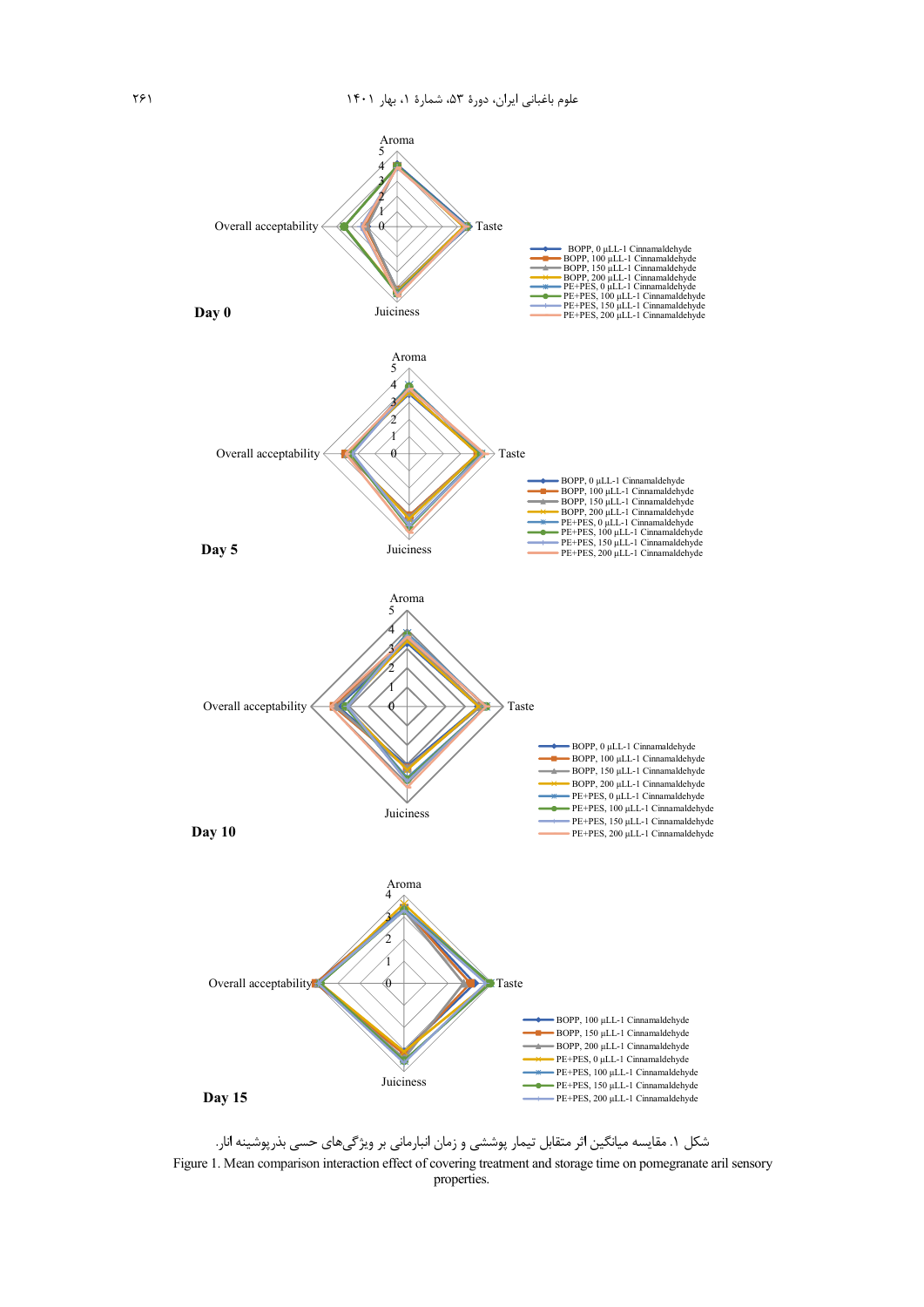شکل ۱. مقایسه میانگین اثر متقابل تیمار پوششی و زمان انبارمانی بر ویژگی‌های حسی بذرپوشینه انار.

Figure 1. Mean comparison interaction effect of covering treatment and storage time on pomegranate aril sensory properties.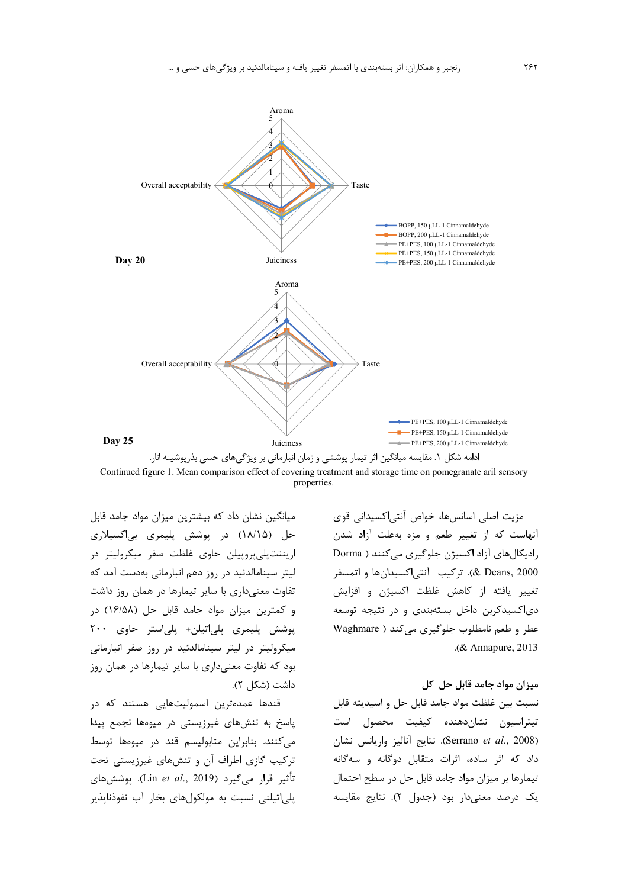Day 20

Day 25

ادامه شکل ۱. مقایسه میانگین اثر تیمار پوششی و زمان انبارمانی بر ویژگی‌های حسی بذرپوشینه انار.

Continued figure 1. Mean comparison effect of covering treatment and storage time on pomegranate aril sensory properties.

مزیت اصلی اسانس‌ها، خواص آنتی‌اکسیدانی قوی آنهاست که از تغییر طعم و مزه به‌علت آزاد شدن رادیکال‌های آزاد اکسیژن جلوگیری می‌کنند (Dorma & Deans, 2000). ترکیب آنتی‌اکسیدان‌ها و اتمسفر تغییر یافته از کاهش غلظت اکسیژن و افزایش دی‌اکسیدکربن داخل بسته‌بندی و در نتیجه توسعه عطر و طعم نامطلوب جلوگیری می‌کند (Waghmare & Annapure, 2013).

## میزان مواد جامد قابل حل کل

نسبت بین غلظت مواد جامد قابل حل و اسیدیته قابل تیتراسیون نشان‌دهنده کیفیت محصول است (Serrano *et al.*, 2008). نتایج آنالیز واریانس نشان داد که اثر ساده، اثرات متقابل دوگانه و سه‌گانه تیمارها بر میزان مواد جامد قابل حل در سطح احتمال یک درصد معنی‌دار بود (جدول ۲). نتایج مقایسه میانگین نشان داد که بیشترین میزان مواد جامد قابل حل (۱۸/۱۵) در پوشش پلیمری بی‌اکسیلاری ارینتت‌پلی‌پروپیلن حاوی غلظت صفر میکرولیتر در لیتر سینامالدئید در روز دهم انبارمانی به‌دست آمد که تفاوت معنی‌داری با سایر تیمارها در همان روز داشت و کمترین میزان مواد جامد قابل حل (۱۶/۵۸) در پوشش پلیمری پلی‌اتیلن+ پلی‌استر حاوی ۲۰۰ میکرولیتر در لیتر سینامالدئید در روز صفر انبارمانی بود که تفاوت معنی‌داری با سایر تیمارها در همان روز داشت (شکل ۲).

قندها عمده‌ترین اسمولیت‌هایی هستند که در پاسخ به تنش‌های غیرزیستی در میوه‌ها تجمع پیدا می‌کنند. بنابراین متابولیسم قند در میوه‌ها توسط ترکیب گازی اطراف آن و تنش‌های غیرزیستی تحت تأثیر قرار می‌گیرد (Lin *et al.*, 2019). پوشش‌های پلی‌اتیلنی نسبت به مولکول‌های بخار آب نفوذناپذیر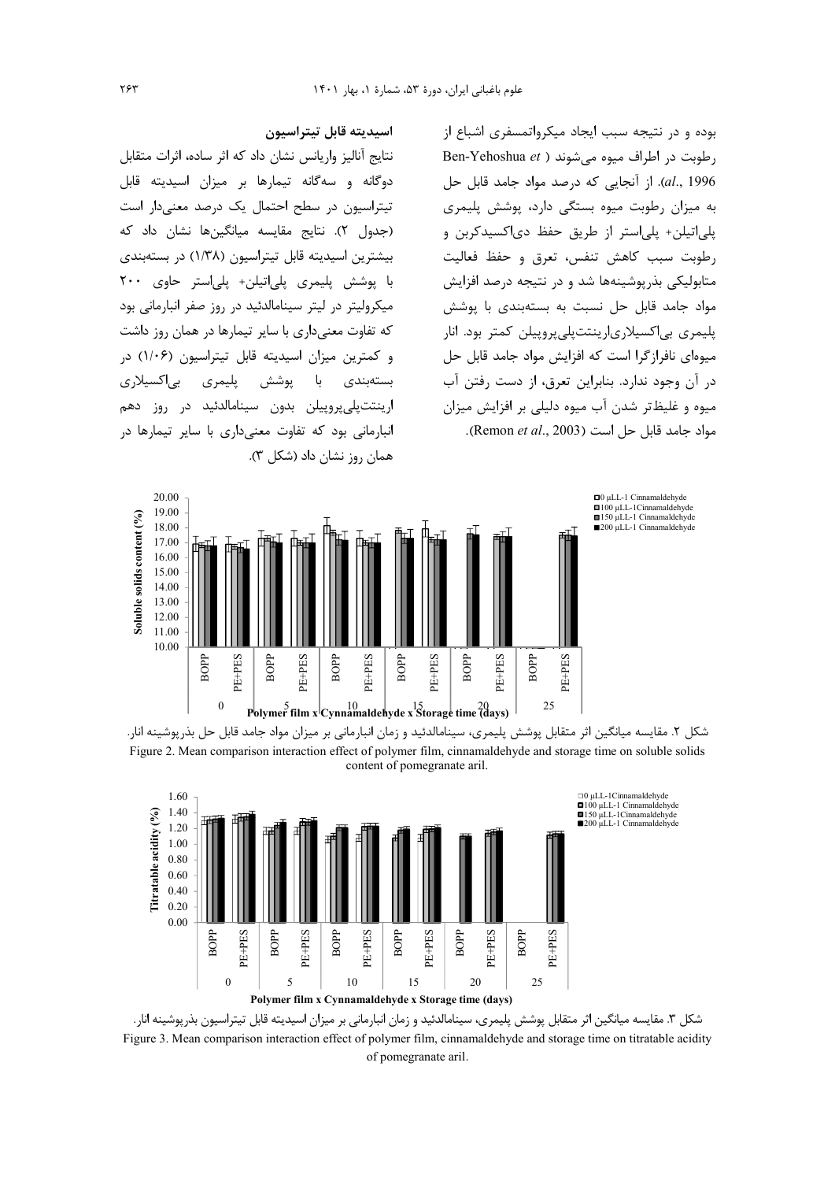بوده و در نتیجه سبب ایجاد میکرواتمسفری اشباع از رطوبت در اطراف میوه می‌شوند (Ben-Yehoshua *et al.*, 1996). از آنجایی که درصد مواد جامد قابل حل به میزان رطوبت میوه بستگی دارد، پوشش پلیمری پلی‌اتیلن+ پلی‌استر از طریق حفظ دی‌اکسیدکربن و رطوبت سبب کاهش تنفس، تعرق و حفظ فعالیت متابولیکی بذرپوشینه‌ها شد و در نتیجه درصد افزایش مواد جامد قابل حل نسبت به بسته‌بندی با پوشش پلیمری بی‌اکسیلاری‌اورینتت‌پلی‌پروپیلن کمتر بود. انار میوه‌ای نافرازگرا است که افزایش مواد جامد قابل حل در آن وجود ندارد. بنابراین تعرق، از دست رفتن آب میوه و غلیظ‌تر شدن آب میوه دلیلی بر افزایش میزان مواد جامد قابل حل است (Remon *et al.*, 2003).

### اسیدیته قابل تیتراسیون

نتایج آنالیز واریانس نشان داد که اثر ساده، اثرات متقابل دوگانه و سه‌گانه تیمارها بر میزان اسیدیته قابل تیتراسیون در سطح احتمال یک درصد معنی‌دار است (جدول ۲). نتایج مقایسه میانگین‌ها نشان داد که بیشترین اسیدیته قابل تیتراسیون (۱/۳۸) در بسته‌بندی با پوشش پلیمری پلی‌اتیلن+ پلی‌استر حاوی ۲۰۰ میکرولیتر در لیتر سینامالدئید در روز صفر انبارمانی بود که تفاوت معنی‌داری با سایر تیمارها در همان روز داشت و کمترین میزان اسیدیته قابل تیتراسیون (۱/۰۶) در بسته‌بندی با پوشش پلیمری بی‌اکسیلاری اورینتت‌پلی‌پروپیلن بدون سینامالدئید در روز دهم انبارمانی بود که تفاوت معنی‌داری با سایر تیمارها در همان روز نشان داد (شکل ۳).

شکل ۲. مقایسه میانگین اثر متقابل پوشش پلیمری، سینامالدئید و زمان انبارمانی بر میزان مواد جامد قابل حل بذرپوشینه انار.
Figure 2. Mean comparison interaction effect of polymer film, cinnamaldehyde and storage time on soluble solids content of pomegranate aril.

شکل ۳. مقایسه میانگین اثر متقابل پوشش پلیمری، سینامالدئید و زمان انبارمانی بر میزان اسیدیته قابل تیتراسیون بذرپوشینه انار.
Figure 3. Mean comparison interaction effect of polymer film, cinnamaldehyde and storage time on titratable acidity of pomegranate aril.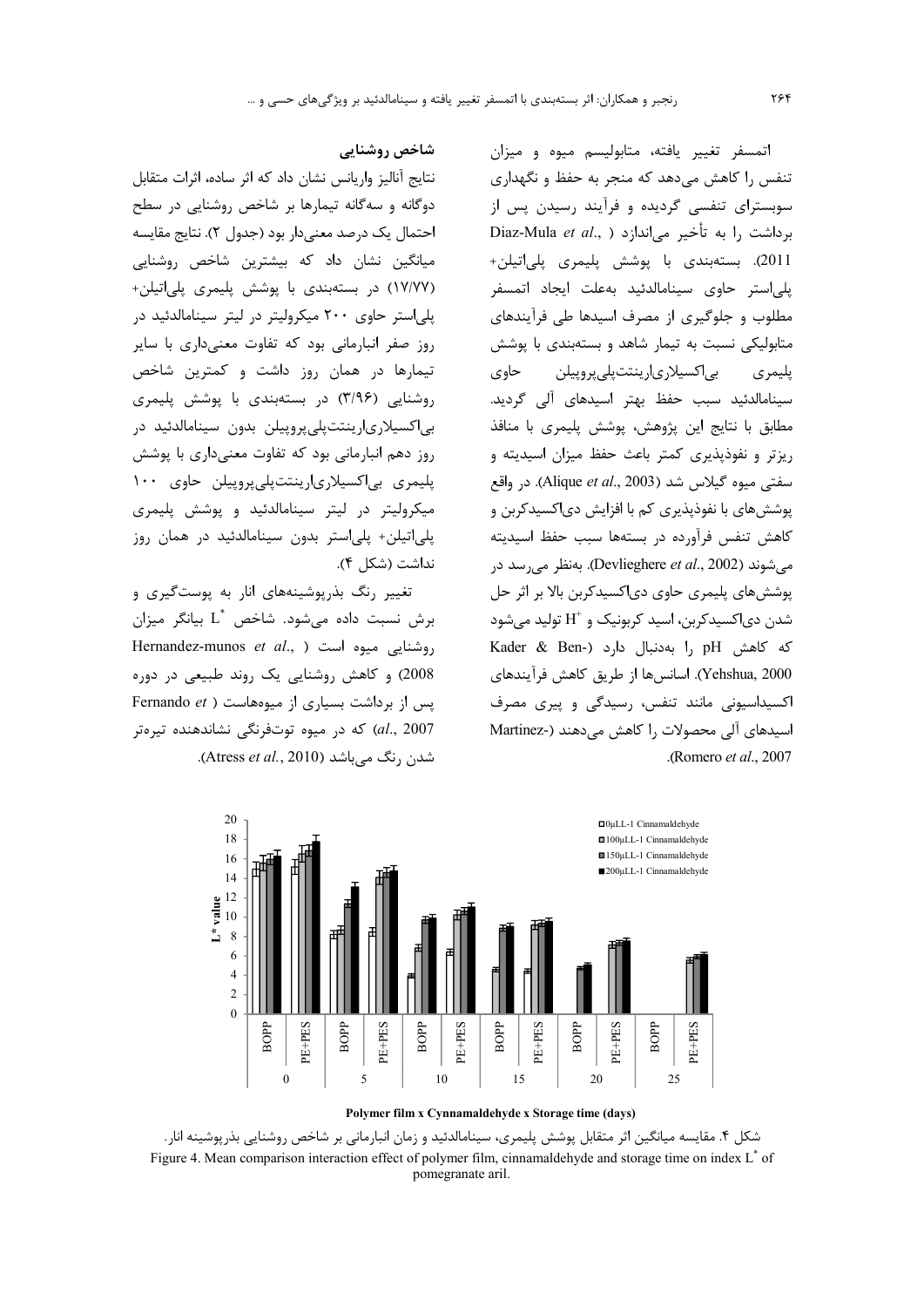اتمسفر تغییر یافته، متابولیسم میوه و میزان تنفس را کاهش می‌دهد که منجر به حفظ و نگهداری سوبسترای تنفسی گردیده و فرآیند رسیدن پس از برداشت را به تأخیر می‌اندازد (Diaz-Mula *et al*., 2011). بسته‌بندی با پوشش پلیمری پلی‌اتیلن+ پلی‌استر حاوی سینامالدئید به‌علت ایجاد اتمسفر مطلوب و جلوگیری از مصرف اسیدها طی فرآیندهای متابولیکی نسبت به تیمار شاهد و بسته‌بندی با پوشش پلیمری بی‌اکسیلاری‌اینتت‌پلی‌پروپیلن حاوی سینامالدئید سبب حفظ بهتر اسیدهای آلی گردید. مطابق با نتایج این پژوهش، پوشش پلیمری با منافذ ریزتر و نفوذپذیری کمتر باعث حفظ میزان اسیدیته و سفتی میوه گیلاس شد (Alique *et al*., 2003). در واقع پوشش‌های با نفوذپذیری کم با افزایش دی‌اکسیدکربن و کاهش تنفس فرآورده در بسته‌ها سبب حفظ اسیدیته می‌شوند (Devlieghere *et al*., 2002). به‌نظر می‌رسد در پوشش‌های پلیمری حاوی دی‌اکسیدکربن بالا بر اثر حل شدن دی‌اکسیدکربن، اسید کربونیک و $H^+$ تولید می‌شود که کاهش pH را به‌دنبال دارد (Kader & Ben-Yehshua, 2000). اسانس‌ها از طریق کاهش فرآیندهای اکسیداسیونی مانند تنفس، رسیدگی و پیری مصرف اسیدهای آلی محصولات را کاهش می‌دهند (Martinez-Romero *et al*., 2007).

### شاخص روشنایی

نتایج آنالیز واریانس نشان داد که اثر ساده، اثرات متقابل دوگانه و سه‌گانه تیمارها بر شاخص روشنایی در سطح احتمال یک درصد معنی‌دار بود (جدول ۲). نتایج مقایسه میانگین نشان داد که بیشترین شاخص روشنایی (۱۷/۷۷) در بسته‌بندی با پوشش پلیمری پلی‌اتیلن+ پلی‌استر حاوی ۲۰۰ میکرولیتر در لیتر سینامالدئید در روز صفر انبارمانی بود که تفاوت معنی‌داری با سایر تیمارها در همان روز داشت و کمترین شاخص روشنایی (۳/۹۶) در بسته‌بندی با پوشش پلیمری بی‌اکسیلاری‌اینتت‌پلی‌پروپیلن بدون سینامالدئید در روز دهم انبارمانی بود که تفاوت معنی‌داری با پوشش پلیمری بی‌اکسیلاری‌اینتت‌پلی‌پروپیلن حاوی ۱۰۰ میکرولیتر در لیتر سینامالدئید و پوشش پلیمری پلی‌اتیلن+ پلی‌استر بدون سینامالدئید در همان روز نداشت (شکل ۴).

تغییر رنگ بذرپوشینه‌های انار به پوست‌گیری و برش نسبت داده می‌شود. شاخص $L^*$ بیانگر میزان روشنایی میوه است (Hernandez-munos *et al*., 2008) و کاهش روشنایی یک روند طبیعی در دوره پس از برداشت بسیاری از میوه‌هاست (Fernando *et al*., 2007) که در میوه توت‌فرنگی نشاندهنده تیره‌تر شدن رنگ می‌باشد (Atress *et al*., 2010).

شکل ۴. مقایسه میانگین اثر متقابل پوشش پلیمری، سینامالدئید و زمان انبارمانی بر شاخص روشنایی بذرپوشینه انار.

Figure 4. Mean comparison interaction effect of polymer film, cinnamaldehyde and storage time on index $L^*$ of pomegranate aril.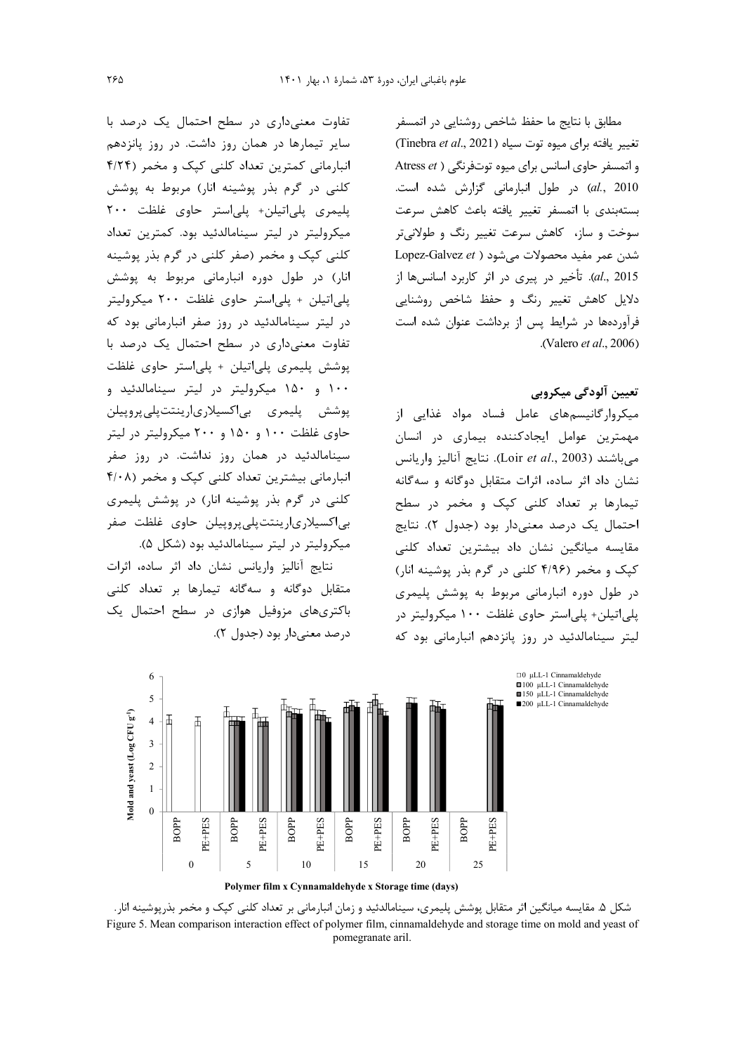مطابق با نتایج ما حفظ شاخص روشنایی در اتمسفر تغییر یافته برای میوه توت سیاه (Tinebra *et al*., 2021) و اتمسفر حاوی اسانس برای میوه توت‌فرنگی (Atress *et al*., 2010) در طول انبارمانی گزارش شده است. بسته‌بندی با اتمسفر تغییر یافته باعث کاهش سرعت سوخت و ساز، کاهش سرعت تغییر رنگ و طولانی‌تر شدن عمر مفید محصولات می‌شود (Lopez-Galvez *et al*., 2015). تأخیر در پیری در اثر کاربرد اسانس‌ها از دلایل کاهش تغییر رنگ و حفظ شاخص روشنایی فرآورده‌ها در شرایط پس از برداشت عنوان شده است (Valero *et al*., 2006).

### تعیین آلودگی میکروبی

میکروارگانیسم‌های عامل فساد مواد غذایی از مهمترین عوامل ایجادکننده بیماری در انسان می‌باشند (Loir *et al*., 2003). نتایج آنالیز واریانس نشان داد اثر ساده، اثرات متقابل دوگانه و سه‌گانه تیمارها بر تعداد کلنی کپک و مخمر در سطح احتمال یک درصد معنی‌دار بود (جدول ۲). نتایج مقایسه میانگین نشان داد بیشترین تعداد کلنی کپک و مخمر (۴/۹۶ کلنی در گرم بذر پوشینه انار) در طول دوره انبارمانی مربوط به پوشش پلیمری پلی‌اتیلن+ پلی‌استر حاوی غلظت ۱۰۰ میکرولیتر در لیتر سینامالدئید در روز پانزدهم انبارمانی بود که تفاوت معنی‌داری در سطح احتمال یک درصد با سایر تیمارها در همان روز داشت. در روز پانزدهم انبارمانی کمترین تعداد کلنی کپک و مخمر (۴/۲۴ کلنی در گرم بذر پوشینه انار) مربوط به پوشش پلیمری پلی‌اتیلن+ پلی‌استر حاوی غلظت ۲۰۰ میکرولیتر در لیتر سینامالدئید بود. کمترین تعداد کلنی کپک و مخمر (صفر کلنی در گرم بذر پوشینه انار) در طول دوره انبارمانی مربوط به پوشش پلی‌اتیلن + پلی‌استر حاوی غلظت ۲۰۰ میکرولیتر در لیتر سینامالدئید در روز صفر انبارمانی بود که تفاوت معنی‌داری در سطح احتمال یک درصد با پوشش پلیمری پلی‌اتیلن + پلی‌استر حاوی غلظت ۱۰۰ و ۱۵۰ میکرولیتر در لیتر سینامالدئید و پوشش پلیمری بی‌اکسیلاری‌اینتت‌پلی‌پروپیلن حاوی غلظت ۱۰۰ و ۱۵۰ و ۲۰۰ میکرولیتر در لیتر سینامالدئید در همان روز نداشت. در روز صفر انبارمانی بیشترین تعداد کلنی کپک و مخمر (۴/۰۸ کلنی در گرم بذر پوشینه انار) در پوشش پلیمری بی‌اکسیلاری‌اینتت‌پلی‌پروپیلن حاوی غلظت صفر میکرولیتر در لیتر سینامالدئید بود (شکل ۵).

نتایج آنالیز واریانس نشان داد اثر ساده، اثرات متقابل دوگانه و سه‌گانه تیمارها بر تعداد کلنی باکتری‌های مزوفیل هوازی در سطح احتمال یک درصد معنی‌دار بود (جدول ۲).

شکل ۵. مقایسه میانگین اثر متقابل پوشش پلیمری، سینامالدئید و زمان انبارمانی بر تعداد کلنی کپک و مخمر بذرپوشینه انار.

Figure 5. Mean comparison interaction effect of polymer film, cinnamaldehyde and storage time on mold and yeast of pomegranate aril.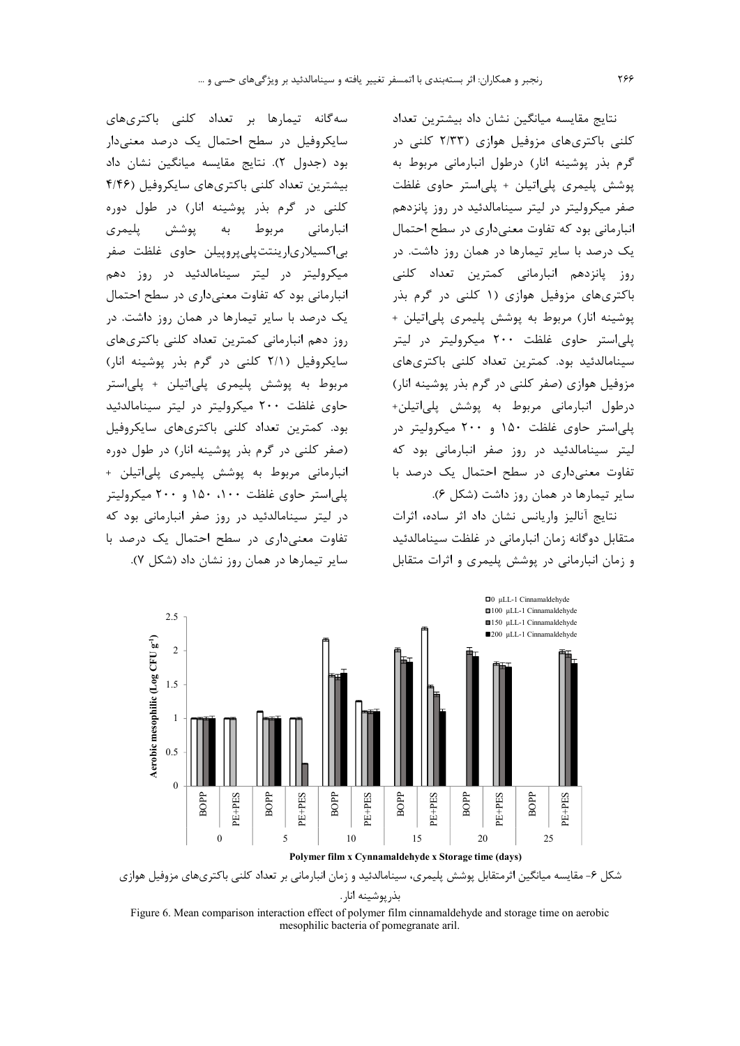نتایج مقایسه میانگین نشان داد بیشترین تعداد کلنی باکتری‌های مزوفیل هوازی (۲/۳۳ کلنی در گرم بذر پوشینه انار) درطول انبارمانی مربوط به پوشش پلیمری پلی‌اتیلن + پلی‌استر حاوی غلظت صفر میکرولیتر در لیتر سینامالدئید در روز پانزدهم انبارمانی بود که تفاوت معنی‌داری در سطح احتمال یک درصد با سایر تیمارها در همان روز داشت. در روز پانزدهم انبارمانی کمترین تعداد کلنی باکتری‌های مزوفیل هوازی (۱ کلنی در گرم بذر پوشینه انار) مربوط به پوشش پلیمری پلی‌اتیلن + پلی‌استر حاوی غلظت ۲۰۰ میکرولیتر در لیتر سینامالدئید بود. کمترین تعداد کلنی باکتری‌های مزوفیل هوازی (صفر کلنی در گرم بذر پوشینه انار) درطول انبارمانی مربوط به پوشش پلی‌اتیلن+ پلی‌استر حاوی غلظت ۱۵۰ و ۲۰۰ میکرولیتر در لیتر سینامالدئید در روز صفر انبارمانی بود که تفاوت معنی‌داری در سطح احتمال یک درصد با سایر تیمارها در همان روز داشت (شکل ۶).

نتایج آنالیز واریانس نشان داد اثر ساده، اثرات متقابل دوگانه زمان انبارمانی در غلظت سینامالدئید و زمان انبارمانی در پوشش پلیمری و اثرات متقابل سه‌گانه تیمارها بر تعداد کلنی باکتری‌های سایکروفیل در سطح احتمال یک درصد معنی‌دار بود (جدول ۲). نتایج مقایسه میانگین نشان داد بیشترین تعداد کلنی باکتری‌های سایکروفیل (۴/۴۶ کلنی در گرم بذر پوشینه انار) در طول دوره انبارمانی مربوط به پوشش پلیمری بی‌اکسیلاری‌ارینتت‌پلی‌پروپیلن حاوی غلظت صفر میکرولیتر در لیتر سینامالدئید در روز دهم انبارمانی بود که تفاوت معنی‌داری در سطح احتمال یک درصد با سایر تیمارها در همان روز داشت. در روز دهم انبارمانی کمترین تعداد کلنی باکتری‌های سایکروفیل (۲/۱ کلنی در گرم بذر پوشینه انار) مربوط به پوشش پلیمری پلی‌اتیلن + پلی‌استر حاوی غلظت ۲۰۰ میکرولیتر در لیتر سینامالدئید بود. کمترین تعداد کلنی باکتری‌های سایکروفیل (صفر کلنی در گرم بذر پوشینه انار) در طول دوره انبارمانی مربوط به پوشش پلیمری پلی‌اتیلن + پلی‌استر حاوی غلظت ۱۰۰، ۱۵۰ و ۲۰۰ میکرولیتر در لیتر سینامالدئید در روز صفر انبارمانی بود که تفاوت معنی‌داری در سطح احتمال یک درصد با سایر تیمارها در همان روز نشان داد (شکل ۷).

شکل ۶- مقایسه میانگین اثرمتقابل پوشش پلیمری، سینامالدئید و زمان انبارمانی بر تعداد کلنی باکتری‌های مزوفیل هوازی بذرپوشینه انار.

Figure 6. Mean comparison interaction effect of polymer film cinnamaldehyde and storage time on aerobic mesophilic bacteria of pomegranate aril.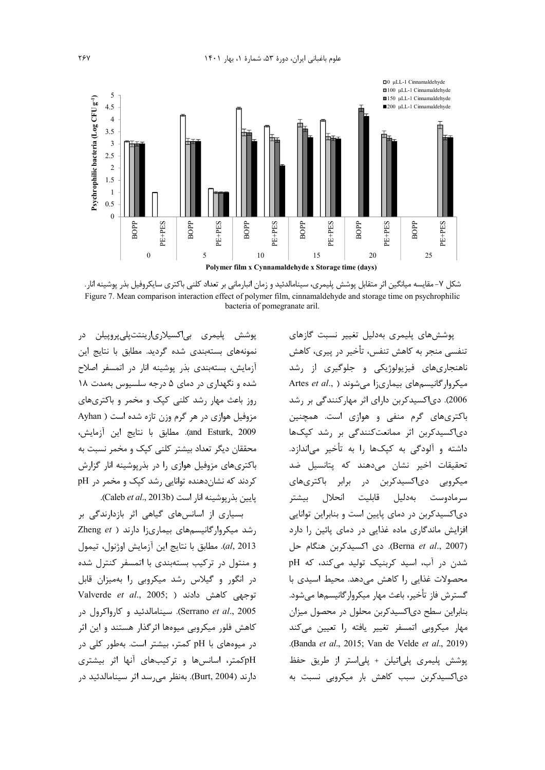شکل ۷- مقایسه میانگین اثر متقابل پوشش پلیمری، سینامالدئید و زمان انبارمانی بر تعداد کلنی باکتری سایکروفیل بذر پوشینه انار.

Figure 7. Mean comparison interaction effect of polymer film, cinnamaldehyde and storage time on psychrophilic bacteria of pomegranate aril.

پوشش‌های پلیمری به‌دلیل تغییر نسبت گازهای تنفسی منجر به کاهش تنفس، تأخیر در پیری، کاهش ناهنجاری‌های فیزیولوژیکی و جلوگیری از رشد میکروارگانیسم‌های بیماری‌زا می‌شوند (Artes *et al*., 2006). دی‌اکسیدکربن دارای اثر مهارکنندگی بر رشد باکتری‌های گرم منفی و هوازی است. همچنین دی‌اکسیدکربن اثر ممانعت‌کنندگی بر رشد کپک‌ها داشته و آلودگی به کپک‌ها را به تأخیر می‌اندازد. تحقیقات اخیر نشان می‌دهند که پتانسیل ضد میکروبی دی‌اکسیدکربن در برابر باکتری‌های سرمادوست به‌دلیل قابلیت انحلال بیشتر دی‌اکسیدکربن در دمای پایین است و بنابراین توانایی افزایش ماندگاری ماده غذایی در دمای پائین را دارد (Berna *et al*., 2007). دی اکسیدکربن هنگام حل شدن در آب، اسید کربنیک تولید می‌کند، که pH محصولات غذایی را کاهش می‌دهد. محیط اسیدی با گسترش فاز تأخیر، باعث مهار میکروارگانیسم‌ها می‌شود. بنابراین سطح دی‌اکسیدکربن محلول در محصول میزان مهار میکروبی اتمسفر تغییر یافته را تعیین می‌کند (Banda *et al*., 2015; Van de Velde *et al*., 2019). پوشش پلیمری پلی‌اتیلن + پلی‌استر از طریق حفظ دی‌اکسیدکربن سبب کاهش بار میکروبی نسبت به پوشش پلیمری بی‌اکسیلاری‌اینت‌پلی‌پروپیلن در نمونه‌های بسته‌بندی شده گردید. مطابق با نتایج این آزمایش، بسته‌بندی بذر پوشینه انار در اتمسفر اصلاح شده و نگهداری در دمای ۵ درجه سلسیوس به‌مدت ۱۸ روز باعث مهار رشد کلنی کپک و مخمر و باکتری‌های مزوفیل هوازی در هر گرم وزن تازه شده است (Ayhan and Esturk, 2009). مطابق با نتایج این آزمایش، محققان دیگر تعداد بیشتر کلنی کپک و مخمر نسبت به باکتری‌های مزوفیل هوازی را در بذرپوشینه انار گزارش کردند که نشان‌دهنده توانایی رشد کپک و مخمر در pH پایین بذرپوشینه انار است (Caleb *et al*., 2013b).

بسیاری از اسانس‌های گیاهی اثر بازدارندگی بر رشد میکروارگانیسم‌های بیماری‌زا دارند (Zheng *et al*, 2013). مطابق با نتایج این آزمایش اوژنول، تیمول و منتول در ترکیب بسته‌بندی با اتمسفر کنترل شده در انگور و گیلاس رشد میکروبی را به‌میزان قابل توجهی کاهش دادند (Valverde *et al*., 2005; Serrano *et al*., 2005). سینامالدئید و کارواکرول در کاهش فلور میکروبی میوه‌ها اثرگذار هستند و این اثر در میوه‌های با pH کمتر، بیشتر است. به‌طور کلی در pHکمتر، اسانس‌ها و ترکیب‌های آنها اثر بیشتری دارند (Burt, 2004). به‌نظر می‌رسد اثر سینامالدئید در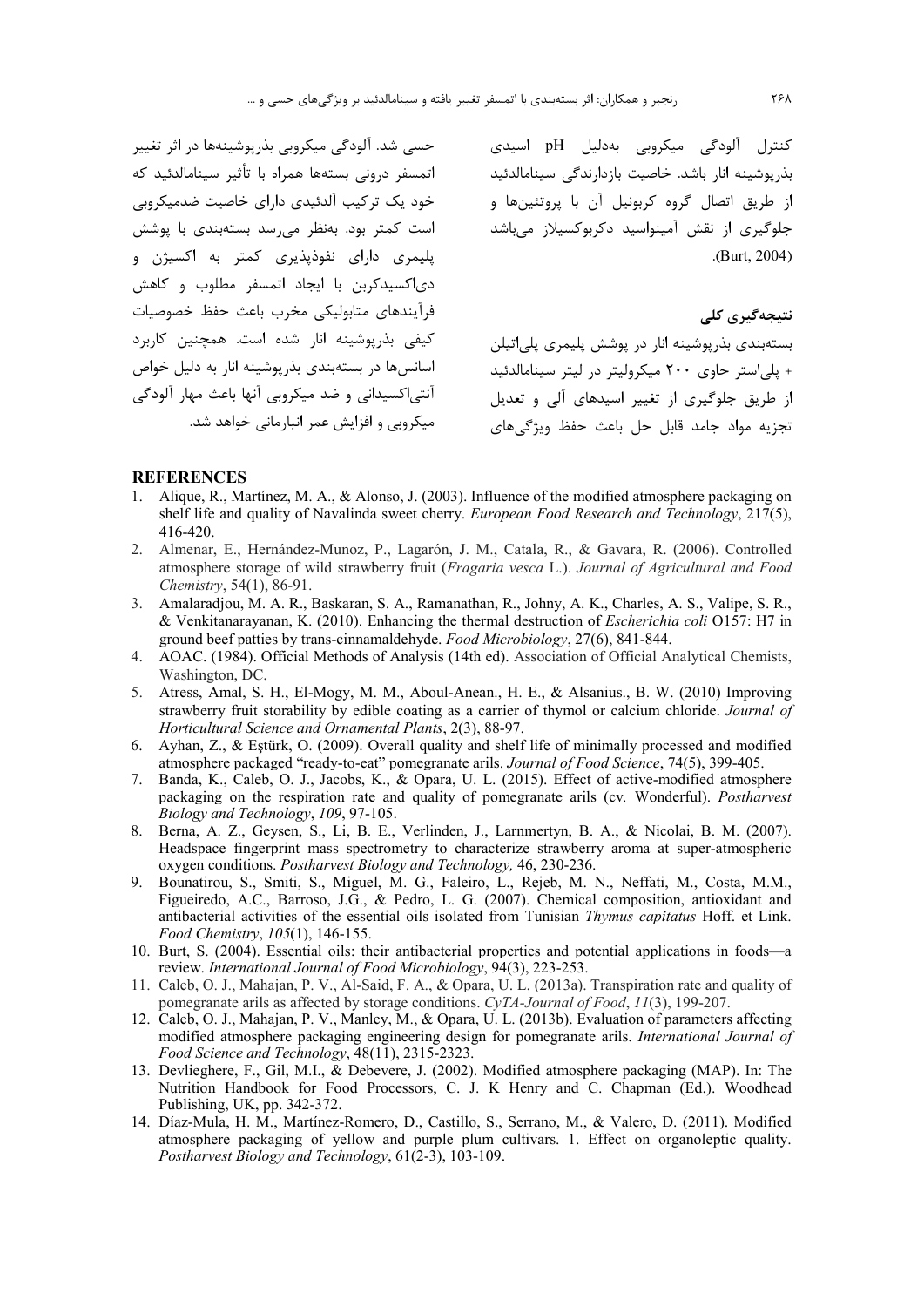کنترل آلودگی میکروبی به‌دلیل pH اسیدی بذرپوشینه انار باشد. خاصیت بازدارندگی سینامالدئید از طریق اتصال گروه کربونیل آن با پروتئین‌ها و جلوگیری از نقش آمینواسید دکربوکسیلاز می‌باشد (Burt, 2004).

## نتیجه‌گیری کلی

بسته‌بندی بذرپوشینه انار در پوشش پلیمری پلی‌اتیلن + پلی‌استر حاوی ۲۰۰ میکرولیتر در لیتر سینامالدئید از طریق جلوگیری از تغییر اسیدهای آلی و تعدیل تجزیه مواد جامد قابل حل باعث حفظ ویژگی‌های حسی شد. آلودگی میکروبی بذرپوشینه‌ها در اثر تغییر اتمسفر درونی بسته‌ها همراه با تأثیر سینامالدئید که خود یک ترکیب آلدئیدی دارای خاصیت ضدمیکروبی است کمتر بود. به‌نظر می‌رسد بسته‌بندی با پوشش پلیمری دارای نفوذپذیری کمتر به اکسیژن و دی‌اکسیدکربن با ایجاد اتمسفر مطلوب و کاهش فرآیندهای متابولیکی مخرب باعث حفظ خصوصیات کیفی بذرپوشینه انار شده است. همچنین کاربرد اسانس‌ها در بسته‌بندی بذرپوشینه انار به دلیل خواص آنتی‌اکسیدانی و ضد میکروبی آنها باعث مهار آلودگی میکروبی و افزایش عمر انبارمانی خواهد شد.

## REFERENCES

1. Alique, R., Martínez, M. A., & Alonso, J. (2003). Influence of the modified atmosphere packaging on shelf life and quality of Navalinda sweet cherry. *European Food Research and Technology*, 217(5), 416-420.
2. Almenar, E., Hernández-Munoz, P., Lagarón, J. M., Catala, R., & Gavara, R. (2006). Controlled atmosphere storage of wild strawberry fruit (*Fragaria vesca* L.). *Journal of Agricultural and Food Chemistry*, 54(1), 86-91.
3. Amalaradjou, M. A. R., Baskaran, S. A., Ramanathan, R., Johny, A. K., Charles, A. S., Valipe, S. R., & Venkitanarayanan, K. (2010). Enhancing the thermal destruction of *Escherichia coli* O157: H7 in ground beef patties by trans-cinnamaldehyde. *Food Microbiology*, 27(6), 841-844.
4. AOAC. (1984). Official Methods of Analysis (14th ed). Association of Official Analytical Chemists, Washington, DC.
5. Atress, Amal, S. H., El-Mogy, M. M., Aboul-Anean., H. E., & Alsanius., B. W. (2010) Improving strawberry fruit storability by edible coating as a carrier of thymol or calcium chloride. *Journal of Horticultural Science and Ornamental Plants*, 2(3), 88-97.
6. Ayhan, Z., & Eştürk, O. (2009). Overall quality and shelf life of minimally processed and modified atmosphere packaged "ready-to-eat" pomegranate arils. *Journal of Food Science*, 74(5), 399-405.
7. Banda, K., Caleb, O. J., Jacobs, K., & Opara, U. L. (2015). Effect of active-modified atmosphere packaging on the respiration rate and quality of pomegranate arils (cv. Wonderful). *Postharvest Biology and Technology*, *109*, 97-105.
8. Berna, A. Z., Geysen, S., Li, B. E., Verlinden, J., Larnmertyn, B. A., & Nicolai, B. M. (2007). Headspace fingerprint mass spectrometry to characterize strawberry aroma at super-atmospheric oxygen conditions. *Postharvest Biology and Technology,* 46, 230-236.
9. Bounatirou, S., Smiti, S., Miguel, M. G., Faleiro, L., Rejeb, M. N., Neffati, M., Costa, M.M., Figueiredo, A.C., Barroso, J.G., & Pedro, L. G. (2007). Chemical composition, antioxidant and antibacterial activities of the essential oils isolated from Tunisian *Thymus capitatus* Hoff. et Link. *Food Chemistry*, *105*(1), 146-155.
10. Burt, S. (2004). Essential oils: their antibacterial properties and potential applications in foods—a review. *International Journal of Food Microbiology*, 94(3), 223-253.
11. Caleb, O. J., Mahajan, P. V., Al-Said, F. A., & Opara, U. L. (2013a). Transpiration rate and quality of pomegranate arils as affected by storage conditions. *CyTA-Journal of Food*, *11*(3), 199-207.
12. Caleb, O. J., Mahajan, P. V., Manley, M., & Opara, U. L. (2013b). Evaluation of parameters affecting modified atmosphere packaging engineering design for pomegranate arils. *International Journal of Food Science and Technology*, 48(11), 2315-2323.
13. Devlieghere, F., Gil, M.I., & Debevere, J. (2002). Modified atmosphere packaging (MAP). In: The Nutrition Handbook for Food Processors, C. J. K Henry and C. Chapman (Ed.). Woodhead Publishing, UK, pp. 342-372.
14. Díaz-Mula, H. M., Martínez-Romero, D., Castillo, S., Serrano, M., & Valero, D. (2011). Modified atmosphere packaging of yellow and purple plum cultivars. 1. Effect on organoleptic quality. *Postharvest Biology and Technology*, 61(2-3), 103-109.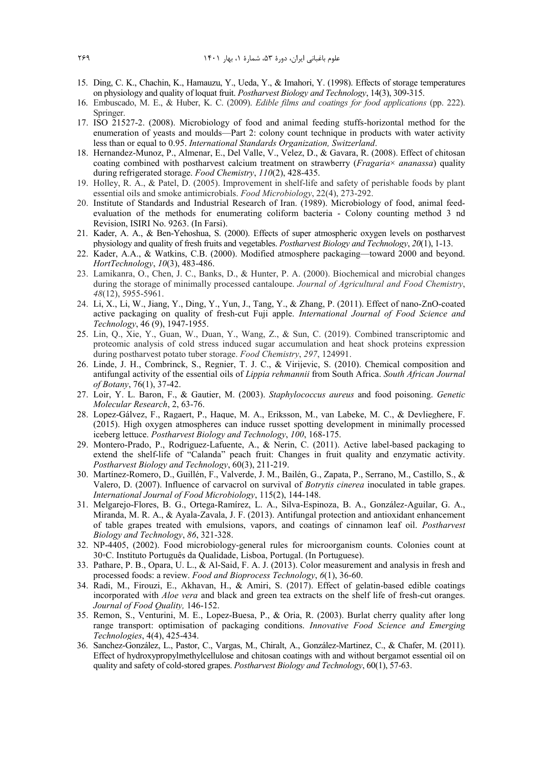15. Ding, C. K., Chachin, K., Hamauzu, Y., Ueda, Y., & Imahori, Y. (1998). Effects of storage temperatures on physiology and quality of loquat fruit. *Postharvest Biology and Technology*, 14(3), 309-315.
16. Embuscado, M. E., & Huber, K. C. (2009). *Edible films and coatings for food applications* (pp. 222). Springer.
17. ISO 21527-2. (2008). Microbiology of food and animal feeding stuffs-horizontal method for the enumeration of yeasts and moulds—Part 2: colony count technique in products with water activity less than or equal to 0.95. *International Standards Organization, Switzerland*.
18. Hernandez-Munoz, P., Almenar, E., Del Valle, V., Velez, D., & Gavara, R. (2008). Effect of chitosan coating combined with postharvest calcium treatment on strawberry (*Fragaria× ananassa*) quality during refrigerated storage. *Food Chemistry*, *110*(2), 428-435.
19. Holley, R. A., & Patel, D. (2005). Improvement in shelf-life and safety of perishable foods by plant essential oils and smoke antimicrobials. *Food Microbiology*, 22(4), 273-292.
20. Institute of Standards and Industrial Research of Iran. (1989). Microbiology of food, animal feed-evaluation of the methods for enumerating coliform bacteria - Colony counting method 3 nd Revision, ISIRI No. 9263. (In Farsi).
21. Kader, A. A., & Ben-Yehoshua, S. (2000). Effects of super atmospheric oxygen levels on postharvest physiology and quality of fresh fruits and vegetables. *Postharvest Biology and Technology*, *20*(1), 1-13.
22. Kader, A.A., & Watkins, C.B. (2000). Modified atmosphere packaging—toward 2000 and beyond. *HortTechnology*, *10*(3), 483-486.
23. Lamikanra, O., Chen, J. C., Banks, D., & Hunter, P. A. (2000). Biochemical and microbial changes during the storage of minimally processed cantaloupe. *Journal of Agricultural and Food Chemistry*, *48*(12), 5955-5961.
24. Li, X., Li, W., Jiang, Y., Ding, Y., Yun, J., Tang, Y., & Zhang, P. (2011). Effect of nano-ZnO-coated active packaging on quality of fresh-cut Fuji apple. *International Journal of Food Science and Technology*, 46 (9), 1947-1955.
25. Lin, Q., Xie, Y., Guan, W., Duan, Y., Wang, Z., & Sun, C. (2019). Combined transcriptomic and proteomic analysis of cold stress induced sugar accumulation and heat shock proteins expression during postharvest potato tuber storage. *Food Chemistry*, *297*, 124991.
26. Linde, J. H., Combrinck, S., Regnier, T. J. C., & Virijevic, S. (2010). Chemical composition and antifungal activity of the essential oils of *Lippia rehmannii* from South Africa. *South African Journal of Botany*, 76(1), 37-42.
27. Loir, Y. L. Baron, F., & Gautier, M. (2003). *Staphylococcus aureus* and food poisoning. *Genetic Molecular Research*, 2, 63-76.
28. Lopez-Gálvez, F., Ragaert, P., Haque, M. A., Eriksson, M., van Labeke, M. C., & Devlieghere, F. (2015). High oxygen atmospheres can induce russet spotting development in minimally processed iceberg lettuce. *Postharvest Biology and Technology*, *100*, 168-175.
29. Montero-Prado, P., Rodriguez-Lafuente, A., & Nerin, C. (2011). Active label-based packaging to extend the shelf-life of "Calanda" peach fruit: Changes in fruit quality and enzymatic activity. *Postharvest Biology and Technology*, 60(3), 211-219.
30. Martínez-Romero, D., Guillén, F., Valverde, J. M., Bailén, G., Zapata, P., Serrano, M., Castillo, S., & Valero, D. (2007). Influence of carvacrol on survival of *Botrytis cinerea* inoculated in table grapes. *International Journal of Food Microbiology*, 115(2), 144-148.
31. Melgarejo-Flores, B. G., Ortega-Ramírez, L. A., Silva-Espinoza, B. A., González-Aguilar, G. A., Miranda, M. R. A., & Ayala-Zavala, J. F. (2013). Antifungal protection and antioxidant enhancement of table grapes treated with emulsions, vapors, and coatings of cinnamon leaf oil. *Postharvest Biology and Technology*, *86*, 321-328.
32. NP-4405, (2002). Food microbiology-general rules for microorganism counts. Colonies count at 30◦C. Instituto Português da Qualidade, Lisboa, Portugal. (In Portuguese).
33. Pathare, P. B., Opara, U. L., & Al-Said, F. A. J. (2013). Color measurement and analysis in fresh and processed foods: a review. *Food and Bioprocess Technology*, *6*(1), 36-60.
34. Radi, M., Firouzi, E., Akhavan, H., & Amiri, S. (2017). Effect of gelatin-based edible coatings incorporated with *Aloe vera* and black and green tea extracts on the shelf life of fresh-cut oranges. *Journal of Food Quality,* 146-152.
35. Remon, S., Venturini, M. E., Lopez-Buesa, P., & Oria, R. (2003). Burlat cherry quality after long range transport: optimisation of packaging conditions. *Innovative Food Science and Emerging Technologies*, 4(4), 425-434.
36. Sanchez-González, L., Pastor, C., Vargas, M., Chiralt, A., González-Martinez, C., & Chafer, M. (2011). Effect of hydroxypropylmethylcellulose and chitosan coatings with and without bergamot essential oil on quality and safety of cold-stored grapes. *Postharvest Biology and Technology*, 60(1), 57-63.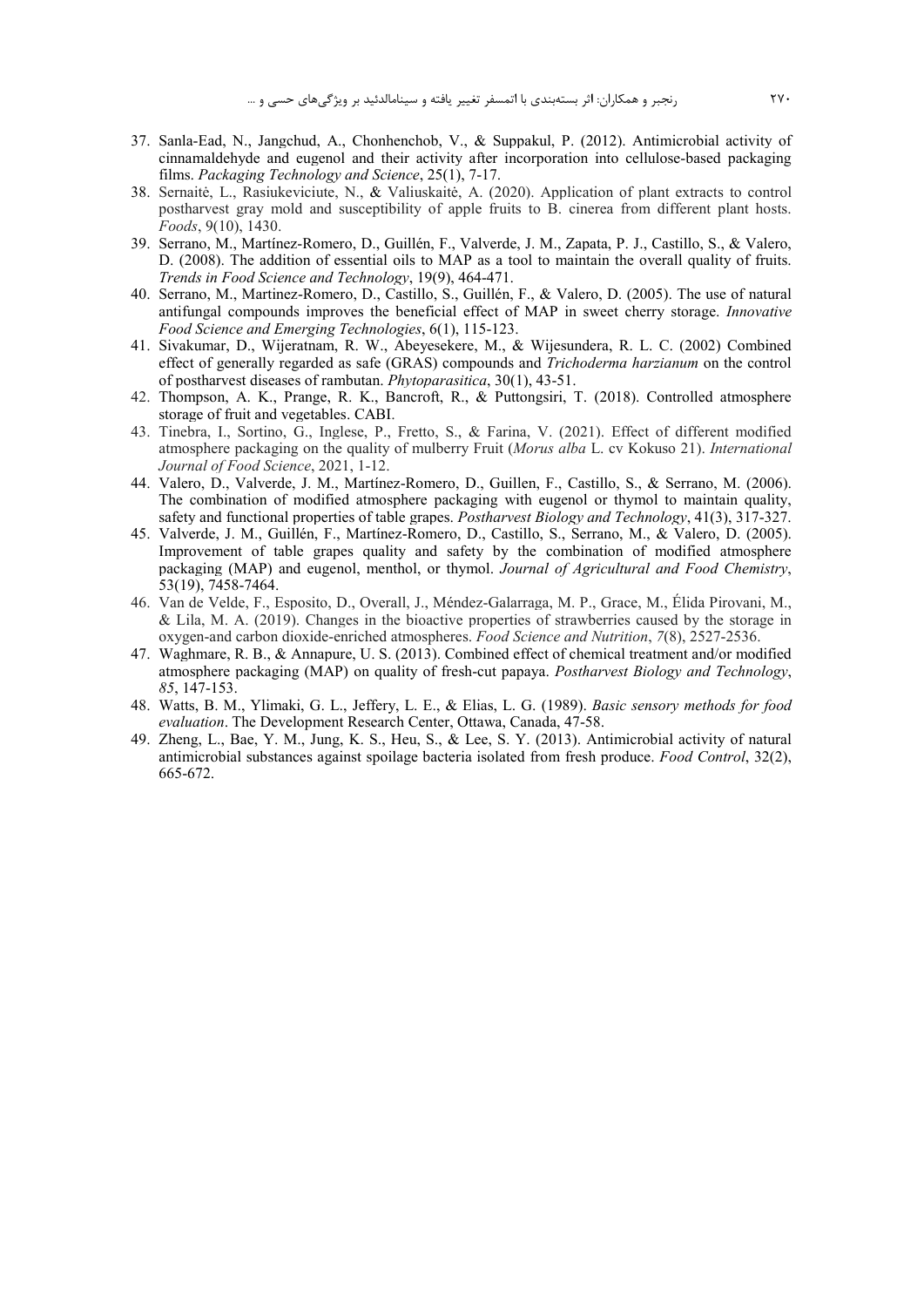37. Sanla-Ead, N., Jangchud, A., Chonhenchob, V., & Suppakul, P. (2012). Antimicrobial activity of cinnamaldehyde and eugenol and their activity after incorporation into cellulose-based packaging films. *Packaging Technology and Science*, 25(1), 7-17.
38. Sernaitė, L., Rasiukeviciute, N., & Valiuskaitė, A. (2020). Application of plant extracts to control postharvest gray mold and susceptibility of apple fruits to B. cinerea from different plant hosts. *Foods*, 9(10), 1430.
39. Serrano, M., Martínez-Romero, D., Guillén, F., Valverde, J. M., Zapata, P. J., Castillo, S., & Valero, D. (2008). The addition of essential oils to MAP as a tool to maintain the overall quality of fruits. *Trends in Food Science and Technology*, 19(9), 464-471.
40. Serrano, M., Martinez-Romero, D., Castillo, S., Guillén, F., & Valero, D. (2005). The use of natural antifungal compounds improves the beneficial effect of MAP in sweet cherry storage. *Innovative Food Science and Emerging Technologies*, 6(1), 115-123.
41. Sivakumar, D., Wijeratnam, R. W., Abeyesekere, M., & Wijesundera, R. L. C. (2002) Combined effect of generally regarded as safe (GRAS) compounds and *Trichoderma harzianum* on the control of postharvest diseases of rambutan. *Phytoparasitica*, 30(1), 43-51.
42. Thompson, A. K., Prange, R. K., Bancroft, R., & Puttongsiri, T. (2018). Controlled atmosphere storage of fruit and vegetables. CABI.
43. Tinebra, I., Sortino, G., Inglese, P., Fretto, S., & Farina, V. (2021). Effect of different modified atmosphere packaging on the quality of mulberry Fruit (*Morus alba* L. cv Kokuso 21). *International Journal of Food Science*, 2021, 1-12.
44. Valero, D., Valverde, J. M., Martínez-Romero, D., Guillen, F., Castillo, S., & Serrano, M. (2006). The combination of modified atmosphere packaging with eugenol or thymol to maintain quality, safety and functional properties of table grapes. *Postharvest Biology and Technology*, 41(3), 317-327.
45. Valverde, J. M., Guillén, F., Martínez-Romero, D., Castillo, S., Serrano, M., & Valero, D. (2005). Improvement of table grapes quality and safety by the combination of modified atmosphere packaging (MAP) and eugenol, menthol, or thymol. *Journal of Agricultural and Food Chemistry*, 53(19), 7458-7464.
46. Van de Velde, F., Esposito, D., Overall, J., Méndez-Galarraga, M. P., Grace, M., Élida Pirovani, M., & Lila, M. A. (2019). Changes in the bioactive properties of strawberries caused by the storage in oxygen-and carbon dioxide-enriched atmospheres. *Food Science and Nutrition*, *7*(8), 2527-2536.
47. Waghmare, R. B., & Annapure, U. S. (2013). Combined effect of chemical treatment and/or modified atmosphere packaging (MAP) on quality of fresh-cut papaya. *Postharvest Biology and Technology*, *85*, 147-153.
48. Watts, B. M., Ylimaki, G. L., Jeffery, L. E., & Elias, L. G. (1989). *Basic sensory methods for food evaluation*. The Development Research Center, Ottawa, Canada, 47-58.
49. Zheng, L., Bae, Y. M., Jung, K. S., Heu, S., & Lee, S. Y. (2013). Antimicrobial activity of natural antimicrobial substances against spoilage bacteria isolated from fresh produce. *Food Control*, 32(2), 665-672.